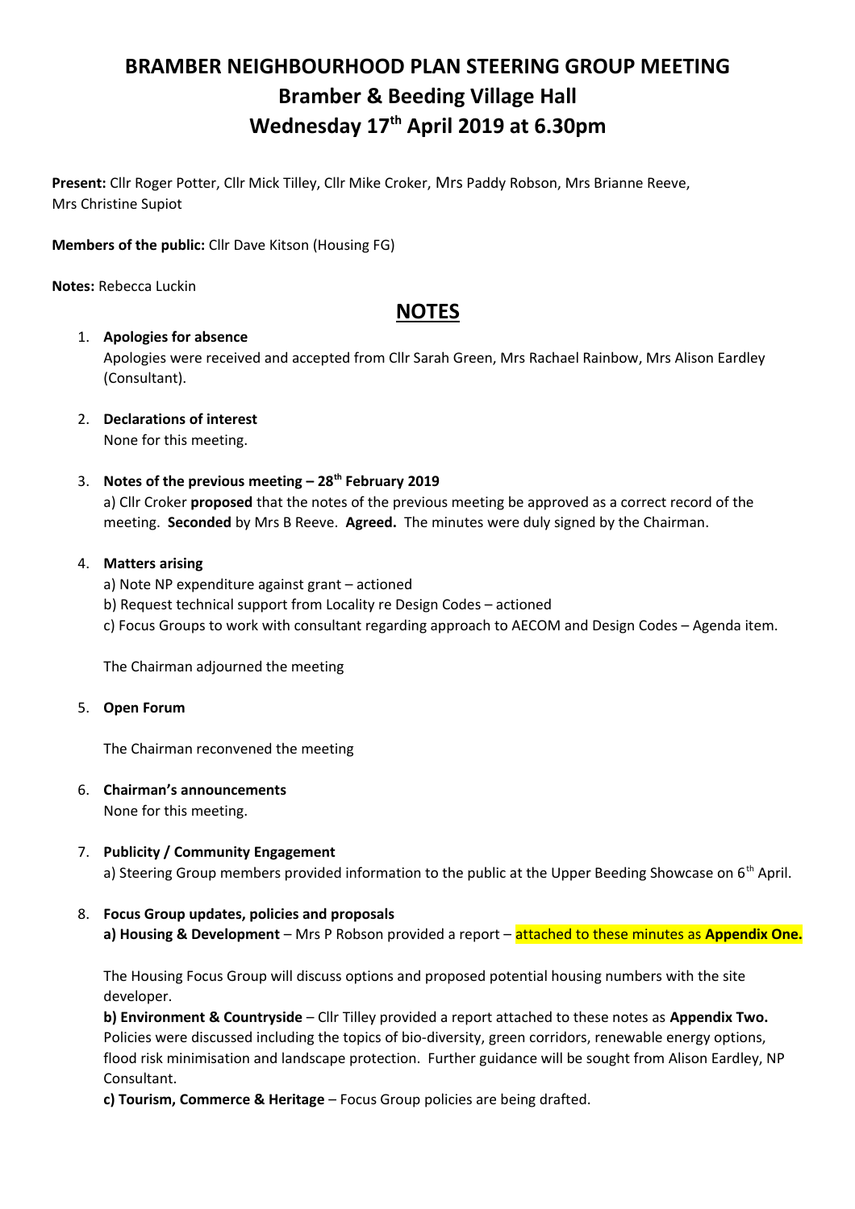# BRAMBER NEIGHBOURHOOD PLAN STEERING GROUP MEETING
## Bramber & Beeding Village Hall
## Wednesday 17th April 2019 at 6.30pm

**Present:** Cllr Roger Potter, Cllr Mick Tilley, Cllr Mike Croker, Mrs Paddy Robson, Mrs Brianne Reeve, Mrs Christine Supiot

**Members of the public:** Cllr Dave Kitson (Housing FG)

**Notes:** Rebecca Luckin

## NOTES

1. **Apologies for absence**

   Apologies were received and accepted from Cllr Sarah Green, Mrs Rachael Rainbow, Mrs Alison Eardley (Consultant).

2. **Declarations of interest**

   None for this meeting.

3. **Notes of the previous meeting – 28th February 2019**

   a) Cllr Croker **proposed** that the notes of the previous meeting be approved as a correct record of the meeting. **Seconded** by Mrs B Reeve. **Agreed.** The minutes were duly signed by the Chairman.

4. **Matters arising**

   a) Note NP expenditure against grant – actioned

   b) Request technical support from Locality re Design Codes – actioned

   c) Focus Groups to work with consultant regarding approach to AECOM and Design Codes – Agenda item.

   The Chairman adjourned the meeting

5. **Open Forum**

   The Chairman reconvened the meeting

6. **Chairman's announcements**

   None for this meeting.

7. **Publicity / Community Engagement**

   a) Steering Group members provided information to the public at the Upper Beeding Showcase on 6th April.

8. **Focus Group updates, policies and proposals**

   **a) Housing & Development** – Mrs P Robson provided a report – attached to these minutes as **Appendix One.**

   The Housing Focus Group will discuss options and proposed potential housing numbers with the site developer.

   **b) Environment & Countryside** – Cllr Tilley provided a report attached to these notes as **Appendix Two.** Policies were discussed including the topics of bio-diversity, green corridors, renewable energy options, flood risk minimisation and landscape protection. Further guidance will be sought from Alison Eardley, NP Consultant.

   **c) Tourism, Commerce & Heritage** – Focus Group policies are being drafted.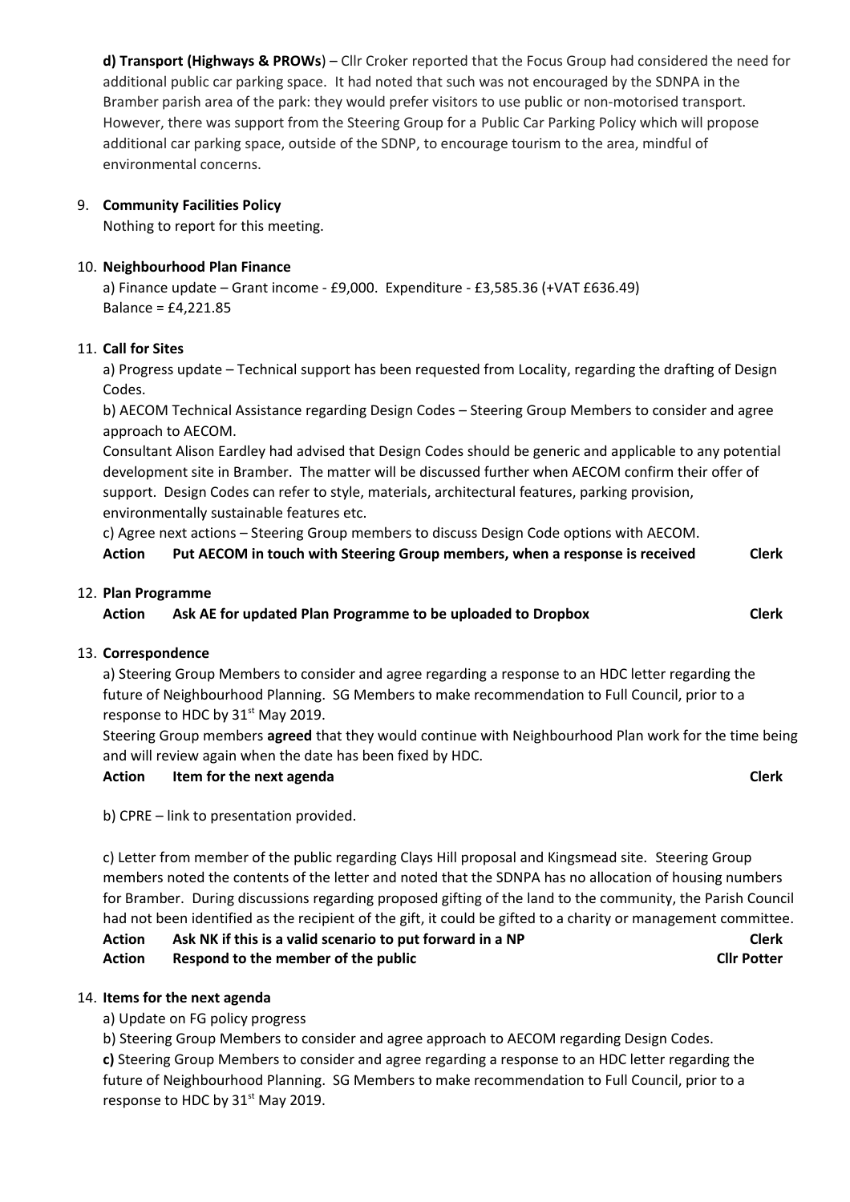**d) Transport (Highways & PROWs**) – Cllr Croker reported that the Focus Group had considered the need for additional public car parking space. It had noted that such was not encouraged by the SDNPA in the Bramber parish area of the park: they would prefer visitors to use public or non-motorised transport. However, there was support from the Steering Group for a Public Car Parking Policy which will propose additional car parking space, outside of the SDNP, to encourage tourism to the area, mindful of environmental concerns.

9. **Community Facilities Policy**

   Nothing to report for this meeting.

10. **Neighbourhood Plan Finance**

    a) Finance update – Grant income - £9,000. Expenditure - £3,585.36 (+VAT £636.49) Balance = £4,221.85

11. **Call for Sites**

    a) Progress update – Technical support has been requested from Locality, regarding the drafting of Design Codes.

    b) AECOM Technical Assistance regarding Design Codes – Steering Group Members to consider and agree approach to AECOM.

    Consultant Alison Eardley had advised that Design Codes should be generic and applicable to any potential development site in Bramber. The matter will be discussed further when AECOM confirm their offer of support. Design Codes can refer to style, materials, architectural features, parking provision, environmentally sustainable features etc.

    c) Agree next actions – Steering Group members to discuss Design Code options with AECOM.

    **Action** **Put AECOM in touch with Steering Group members, when a response is received** **Clerk**

12. **Plan Programme**

    **Action** **Ask AE for updated Plan Programme to be uploaded to Dropbox** **Clerk**

13. **Correspondence**

    a) Steering Group Members to consider and agree regarding a response to an HDC letter regarding the future of Neighbourhood Planning. SG Members to make recommendation to Full Council, prior to a response to HDC by 31st May 2019.

    Steering Group members **agreed** that they would continue with Neighbourhood Plan work for the time being and will review again when the date has been fixed by HDC.

    **Action** **Item for the next agenda** **Clerk**

    b) CPRE – link to presentation provided.

    c) Letter from member of the public regarding Clays Hill proposal and Kingsmead site. Steering Group members noted the contents of the letter and noted that the SDNPA has no allocation of housing numbers for Bramber. During discussions regarding proposed gifting of the land to the community, the Parish Council had not been identified as the recipient of the gift, it could be gifted to a charity or management committee.

    **Action** **Ask NK if this is a valid scenario to put forward in a NP** **Clerk**
    **Action** **Respond to the member of the public** **Cllr Potter**

14. **Items for the next agenda**

    a) Update on FG policy progress

    b) Steering Group Members to consider and agree approach to AECOM regarding Design Codes.

    **c)** Steering Group Members to consider and agree regarding a response to an HDC letter regarding the future of Neighbourhood Planning. SG Members to make recommendation to Full Council, prior to a response to HDC by 31st May 2019.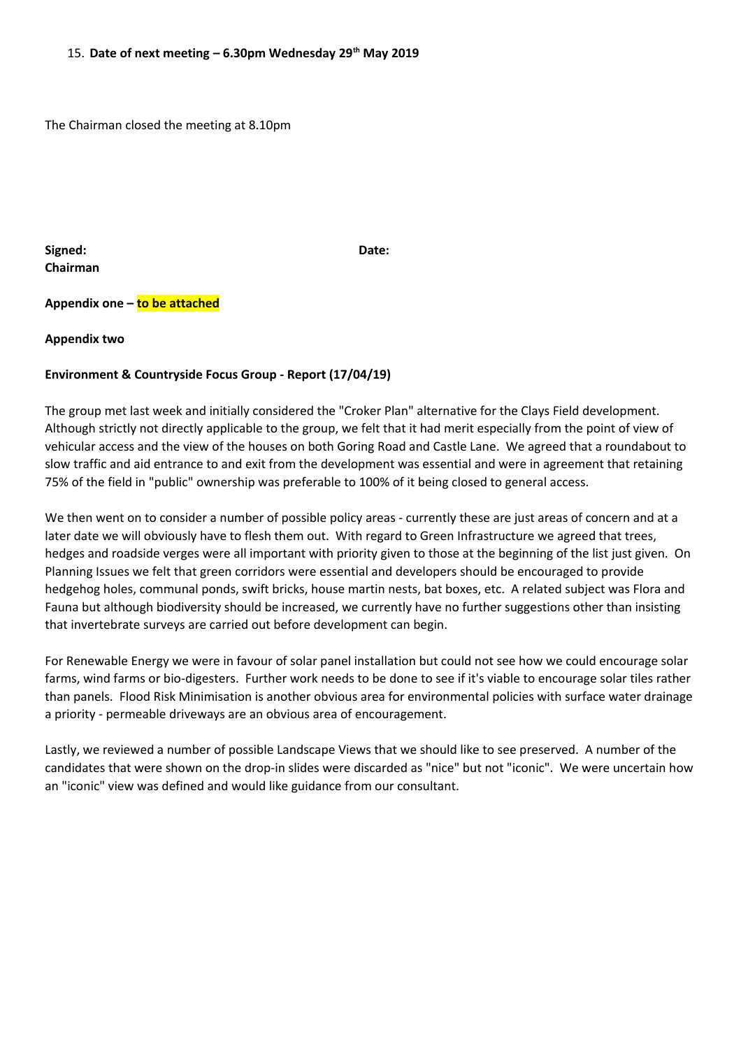15. **Date of next meeting – 6.30pm Wednesday 29th May 2019**

The Chairman closed the meeting at 8.10pm

**Signed:** **Date:**
**Chairman**

**Appendix one – to be attached**

**Appendix two**

**Environment & Countryside Focus Group - Report (17/04/19)**

The group met last week and initially considered the "Croker Plan" alternative for the Clays Field development. Although strictly not directly applicable to the group, we felt that it had merit especially from the point of view of vehicular access and the view of the houses on both Goring Road and Castle Lane. We agreed that a roundabout to slow traffic and aid entrance to and exit from the development was essential and were in agreement that retaining 75% of the field in "public" ownership was preferable to 100% of it being closed to general access.

We then went on to consider a number of possible policy areas - currently these are just areas of concern and at a later date we will obviously have to flesh them out. With regard to Green Infrastructure we agreed that trees, hedges and roadside verges were all important with priority given to those at the beginning of the list just given. On Planning Issues we felt that green corridors were essential and developers should be encouraged to provide hedgehog holes, communal ponds, swift bricks, house martin nests, bat boxes, etc. A related subject was Flora and Fauna but although biodiversity should be increased, we currently have no further suggestions other than insisting that invertebrate surveys are carried out before development can begin.

For Renewable Energy we were in favour of solar panel installation but could not see how we could encourage solar farms, wind farms or bio-digesters. Further work needs to be done to see if it's viable to encourage solar tiles rather than panels. Flood Risk Minimisation is another obvious area for environmental policies with surface water drainage a priority - permeable driveways are an obvious area of encouragement.

Lastly, we reviewed a number of possible Landscape Views that we should like to see preserved. A number of the candidates that were shown on the drop-in slides were discarded as "nice" but not "iconic". We were uncertain how an "iconic" view was defined and would like guidance from our consultant.